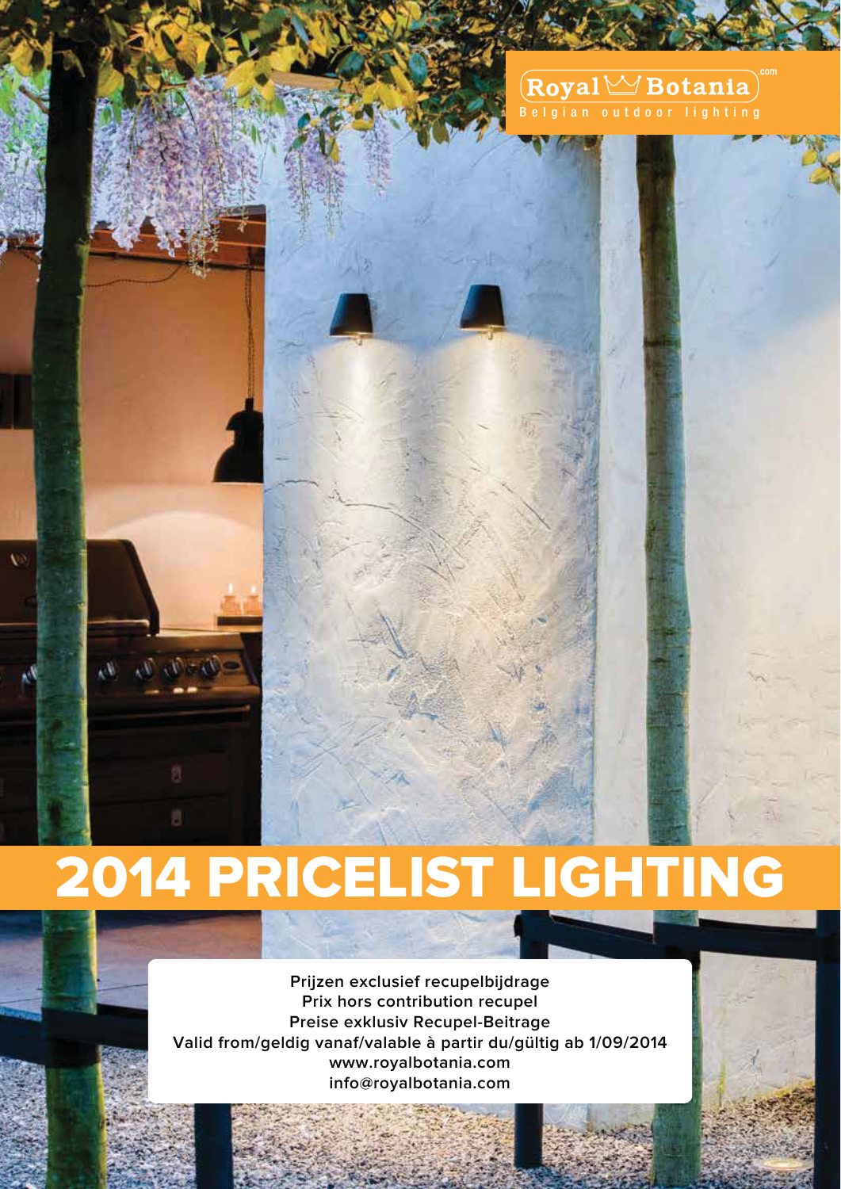Royal Botania.com

Belgian outdoor lighting

# 2014 PRICELIST LIGHTING

**Prijzen exclusief recupelbijdrage**
**Prix hors contribution recupel**
**Preise exklusiv Recupel-Beitrage**
**Valid from/geldig vanaf/valable à partir du/gültig ab 1/09/2014**
**www.royalbotania.com**
**info@royalbotania.com**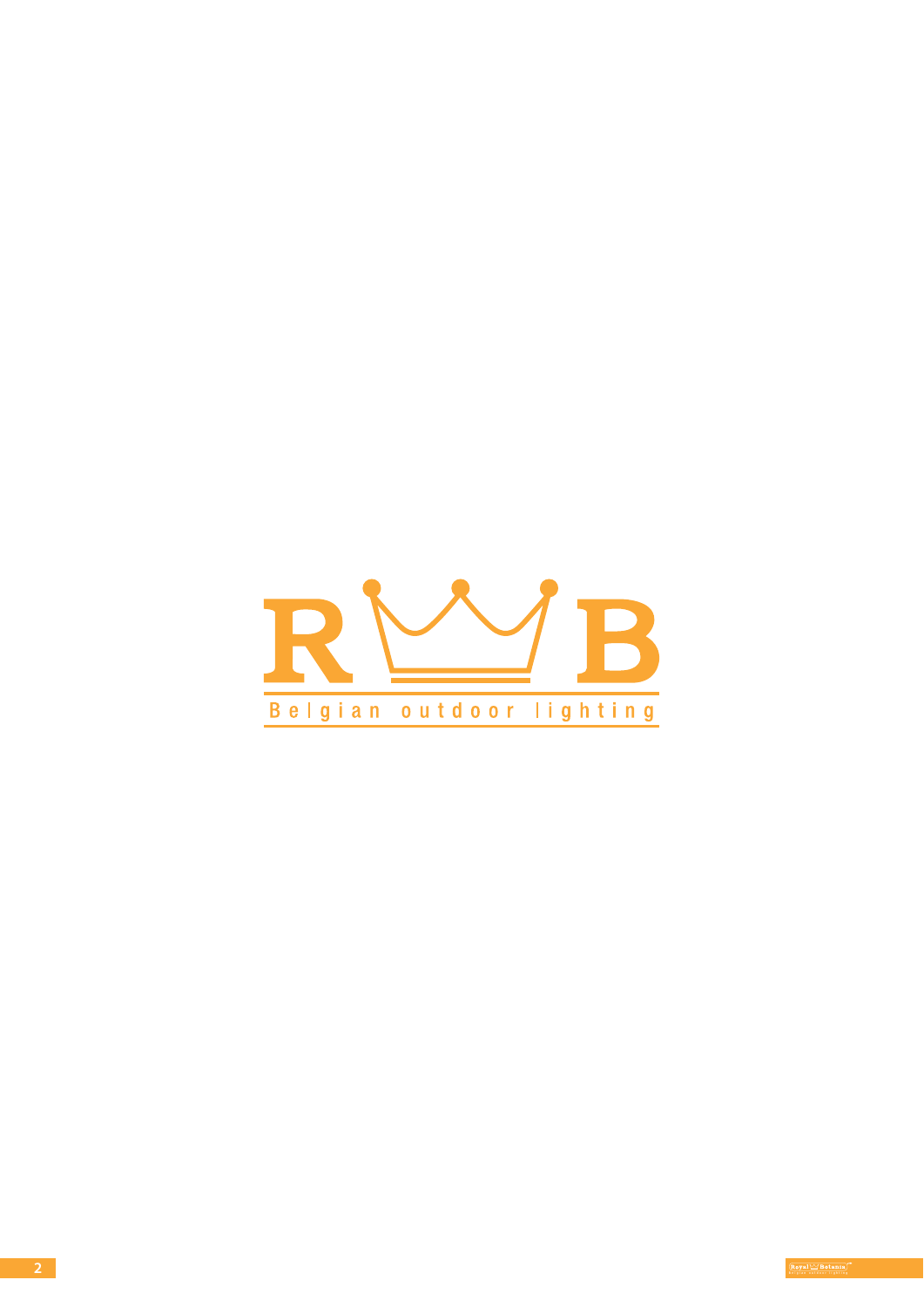R B

Belgian outdoor lighting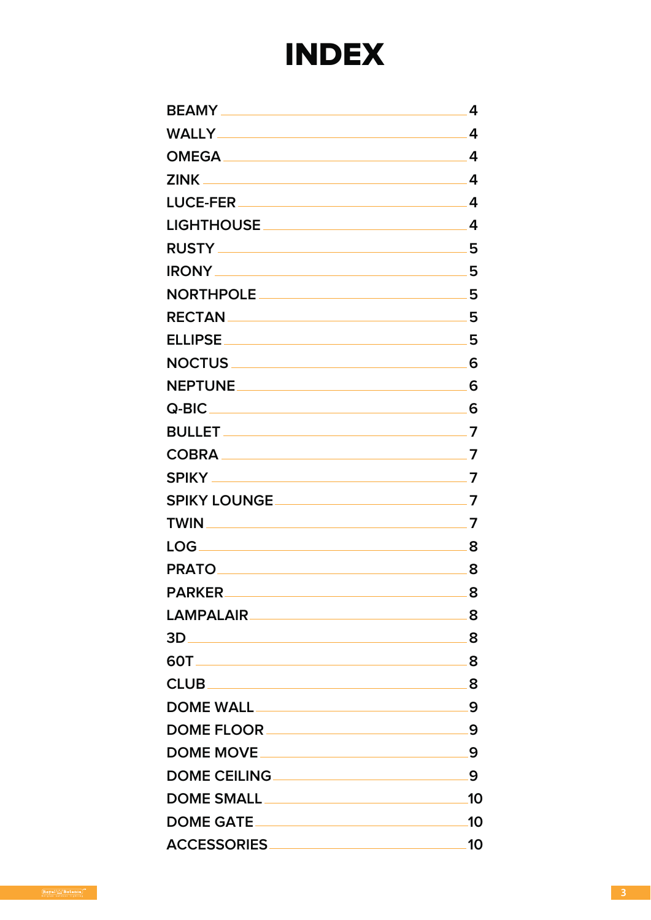# INDEX

| | |
|---|---|
| BEAMY | 4 |
| WALLY | 4 |
| OMEGA | 4 |
| ZINK | 4 |
| LUCE-FER | 4 |
| LIGHTHOUSE | 4 |
| RUSTY | 5 |
| IRONY | 5 |
| NORTHPOLE | 5 |
| RECTAN | 5 |
| ELLIPSE | 5 |
| NOCTUS | 6 |
| NEPTUNE | 6 |
| Q-BIC | 6 |
| BULLET | 7 |
| COBRA | 7 |
| SPIKY | 7 |
| SPIKY LOUNGE | 7 |
| TWIN | 7 |
| LOG | 8 |
| PRATO | 8 |
| PARKER | 8 |
| LAMPALAIR | 8 |
| 3D | 8 |
| 60T | 8 |
| CLUB | 8 |
| DOME WALL | 9 |
| DOME FLOOR | 9 |
| DOME MOVE | 9 |
| DOME CEILING | 9 |
| DOME SMALL | 10 |
| DOME GATE | 10 |
| ACCESSORIES | 10 |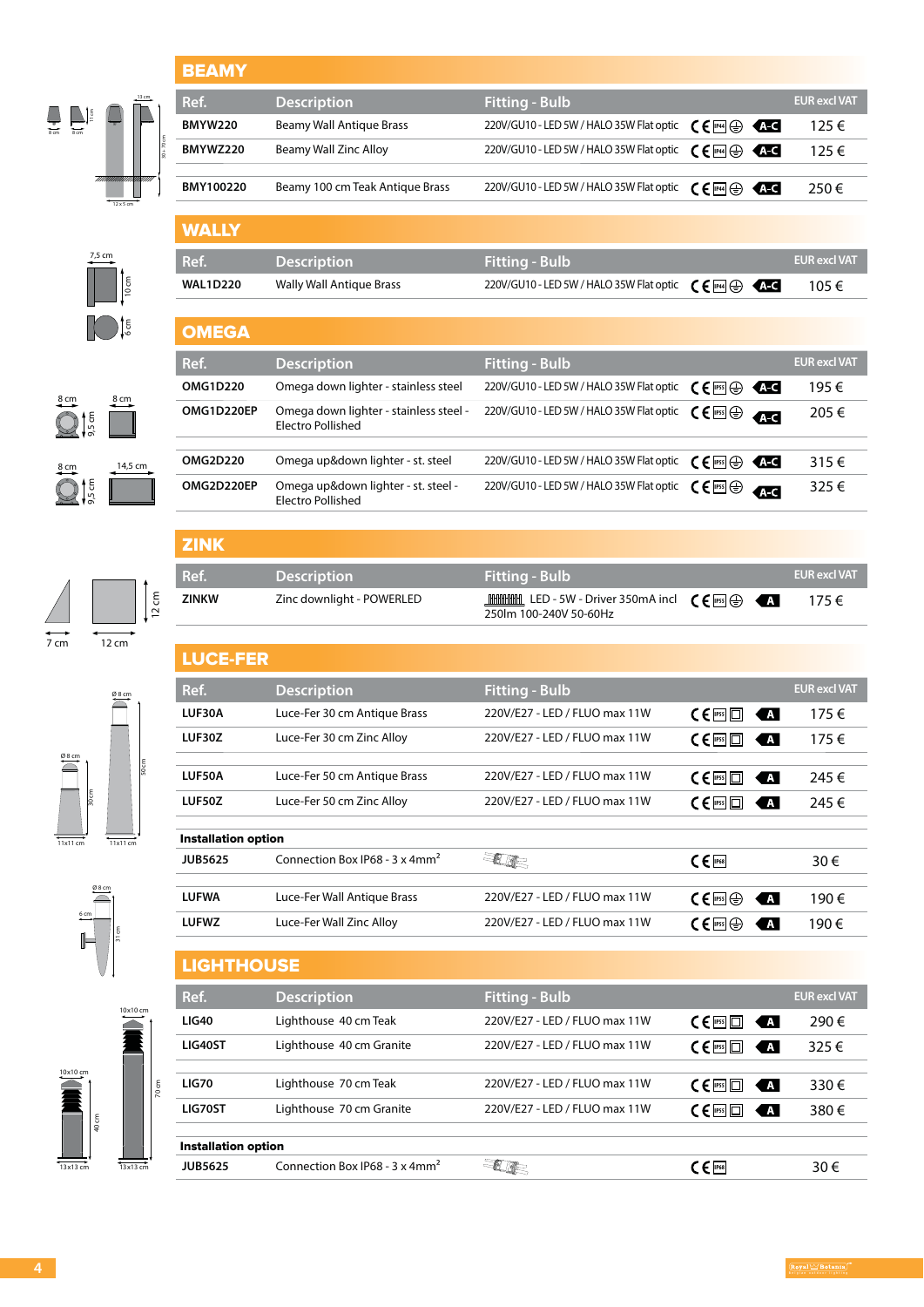## BEAMY

| Ref. | Description | Fitting - Bulb | | EUR excl VAT |
|---|---|---|---|---|
| BMYW220 | Beamy Wall Antique Brass | 220V/GU10 - LED 5W / HALO 35W Flat optic | CE IP44 A-C | 125 € |
| BMYWZ220 | Beamy Wall Zinc Alloy | 220V/GU10 - LED 5W / HALO 35W Flat optic | CE IP44 A-C | 125 € |
| BMY100220 | Beamy 100 cm Teak Antique Brass | 220V/GU10 - LED 5W / HALO 35W Flat optic | CE IP44 A-C | 250 € |

## WALLY

| Ref. | Description | Fitting - Bulb | | EUR excl VAT |
|---|---|---|---|---|
| WAL1D220 | Wally Wall Antique Brass | 220V/GU10 - LED 5W / HALO 35W Flat optic | CE IP44 A-C | 105 € |

## OMEGA

| Ref. | Description | Fitting - Bulb | | EUR excl VAT |
|---|---|---|---|---|
| OMG1D220 | Omega down lighter - stainless steel | 220V/GU10 - LED 5W / HALO 35W Flat optic | CE IP55 A-C | 195 € |
| OMG1D220EP | Omega down lighter - stainless steel - Electro Polished | 220V/GU10 - LED 5W / HALO 35W Flat optic | CE IP55 A-C | 205 € |
| OMG2D220 | Omega up&down lighter - st. steel | 220V/GU10 - LED 5W / HALO 35W Flat optic | CE IP55 A-C | 315 € |
| OMG2D220EP | Omega up&down lighter - st. steel - Electro Polished | 220V/GU10 - LED 5W / HALO 35W Flat optic | CE IP55 A-C | 325 € |

## ZINK

| Ref. | Description | Fitting - Bulb | | EUR excl VAT |
|---|---|---|---|---|
| ZINKW | Zinc downlight - POWERLED | LED - 5W - Driver 350mA incl 250lm 100-240V 50-60Hz | CE IP55 A | 175 € |

## LUCE-FER

| Ref. | Description | Fitting - Bulb | | EUR excl VAT |
|---|---|---|---|---|
| LUF30A | Luce-Fer 30 cm Antique Brass | 220V/E27 - LED / FLUO max 11W | CE IP55 A | 175 € |
| LUF30Z | Luce-Fer 30 cm Zinc Alloy | 220V/E27 - LED / FLUO max 11W | CE IP55 A | 175 € |
| LUF50A | Luce-Fer 50 cm Antique Brass | 220V/E27 - LED / FLUO max 11W | CE IP55 A | 245 € |
| LUF50Z | Luce-Fer 50 cm Zinc Alloy | 220V/E27 - LED / FLUO max 11W | CE IP55 A | 245 € |
| **Installation option** | | | | |
| JUB5625 | Connection Box IP68 - 3 x 4mm² | | CE IP68 | 30 € |
| LUFWA | Luce-Fer Wall Antique Brass | 220V/E27 - LED / FLUO max 11W | CE IP55 A | 190 € |
| LUFWZ | Luce-Fer Wall Zinc Alloy | 220V/E27 - LED / FLUO max 11W | CE IP55 A | 190 € |

## LIGHTHOUSE

| Ref. | Description | Fitting - Bulb | | EUR excl VAT |
|---|---|---|---|---|
| LIG40 | Lighthouse 40 cm Teak | 220V/E27 - LED / FLUO max 11W | CE IP55 A | 290 € |
| LIG40ST | Lighthouse 40 cm Granite | 220V/E27 - LED / FLUO max 11W | CE IP55 A | 325 € |
| LIG70 | Lighthouse 70 cm Teak | 220V/E27 - LED / FLUO max 11W | CE IP55 A | 330 € |
| LIG70ST | Lighthouse 70 cm Granite | 220V/E27 - LED / FLUO max 11W | CE IP55 A | 380 € |
| **Installation option** | | | | |
| JUB5625 | Connection Box IP68 - 3 x 4mm² | | CE IP68 | 30 € |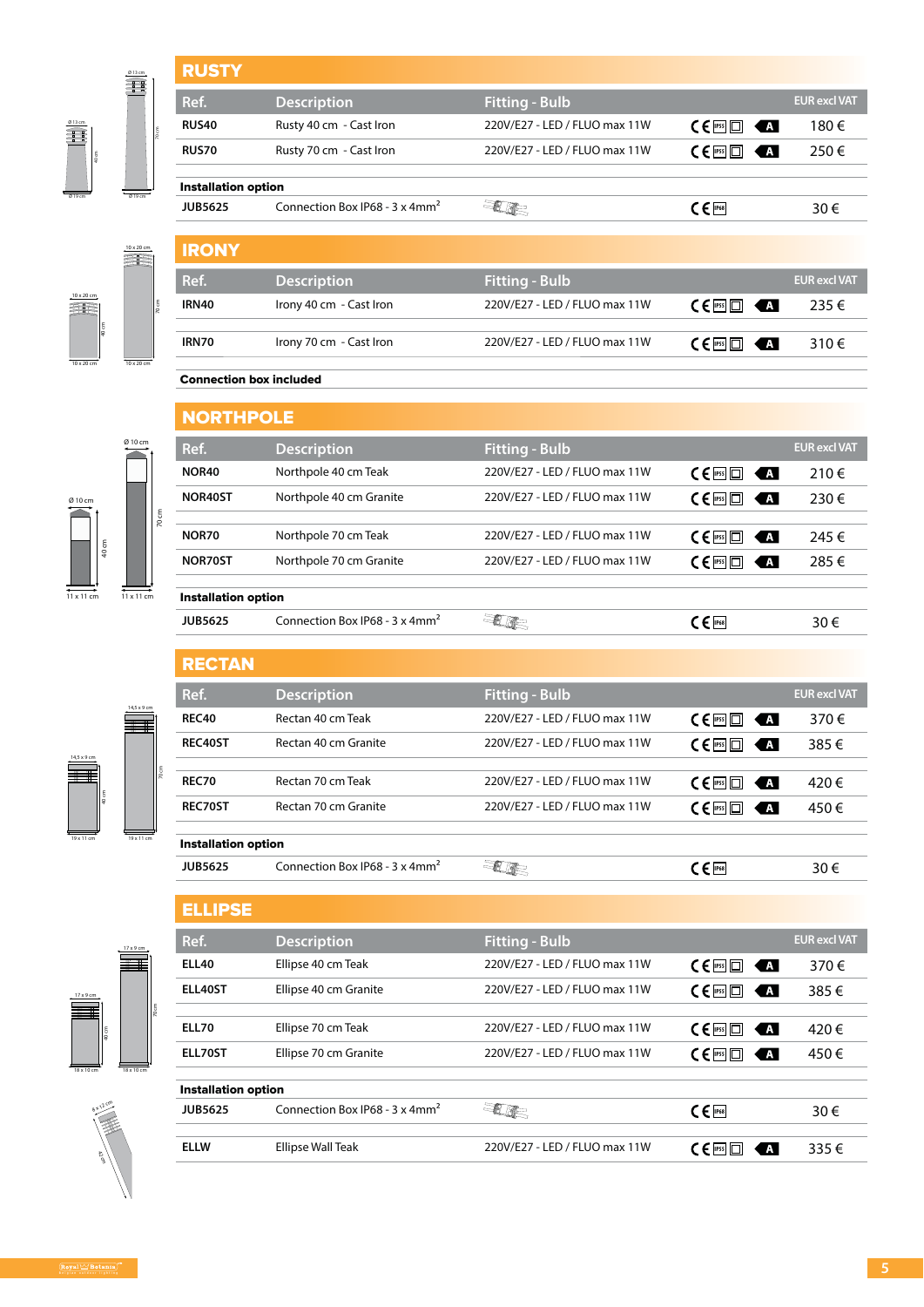## RUSTY

| Ref. | Description | Fitting - Bulb | | EUR excl VAT |
|---|---|---|---|---|
| RUS40 | Rusty 40 cm - Cast Iron | 220V/E27 - LED / FLUO max 11W | CE IP55 A | 180 € |
| RUS70 | Rusty 70 cm - Cast Iron | 220V/E27 - LED / FLUO max 11W | CE IP55 A | 250 € |
| **Installation option** | | | | |
| JUB5625 | Connection Box IP68 - 3 x 4mm² | | CE IP68 | 30 € |

## IRONY

| Ref. | Description | Fitting - Bulb | | EUR excl VAT |
|---|---|---|---|---|
| IRN40 | Irony 40 cm - Cast Iron | 220V/E27 - LED / FLUO max 11W | CE IP55 A | 235 € |
| IRN70 | Irony 70 cm - Cast Iron | 220V/E27 - LED / FLUO max 11W | CE IP55 A | 310 € |
| **Connection box included** | | | | |

## NORTHPOLE

| Ref. | Description | Fitting - Bulb | | EUR excl VAT |
|---|---|---|---|---|
| NOR40 | Northpole 40 cm Teak | 220V/E27 - LED / FLUO max 11W | CE IP55 A | 210 € |
| NOR40ST | Northpole 40 cm Granite | 220V/E27 - LED / FLUO max 11W | CE IP55 A | 230 € |
| NOR70 | Northpole 70 cm Teak | 220V/E27 - LED / FLUO max 11W | CE IP55 A | 245 € |
| NOR70ST | Northpole 70 cm Granite | 220V/E27 - LED / FLUO max 11W | CE IP55 A | 285 € |
| **Installation option** | | | | |
| JUB5625 | Connection Box IP68 - 3 x 4mm² | | CE IP68 | 30 € |

## RECTAN

| Ref. | Description | Fitting - Bulb | | EUR excl VAT |
|---|---|---|---|---|
| REC40 | Rectan 40 cm Teak | 220V/E27 - LED / FLUO max 11W | CE IP55 A | 370 € |
| REC40ST | Rectan 40 cm Granite | 220V/E27 - LED / FLUO max 11W | CE IP55 A | 385 € |
| REC70 | Rectan 70 cm Teak | 220V/E27 - LED / FLUO max 11W | CE IP55 A | 420 € |
| REC70ST | Rectan 70 cm Granite | 220V/E27 - LED / FLUO max 11W | CE IP55 A | 450 € |
| **Installation option** | | | | |
| JUB5625 | Connection Box IP68 - 3 x 4mm² | | CE IP68 | 30 € |

## ELLIPSE

| Ref. | Description | Fitting - Bulb | | EUR excl VAT |
|---|---|---|---|---|
| ELL40 | Ellipse 40 cm Teak | 220V/E27 - LED / FLUO max 11W | CE IP55 A | 370 € |
| ELL40ST | Ellipse 40 cm Granite | 220V/E27 - LED / FLUO max 11W | CE IP55 A | 385 € |
| ELL70 | Ellipse 70 cm Teak | 220V/E27 - LED / FLUO max 11W | CE IP55 A | 420 € |
| ELL70ST | Ellipse 70 cm Granite | 220V/E27 - LED / FLUO max 11W | CE IP55 A | 450 € |
| **Installation option** | | | | |
| JUB5625 | Connection Box IP68 - 3 x 4mm² | | CE IP68 | 30 € |
| ELLW | Ellipse Wall Teak | 220V/E27 - LED / FLUO max 11W | CE IP55 A | 335 € |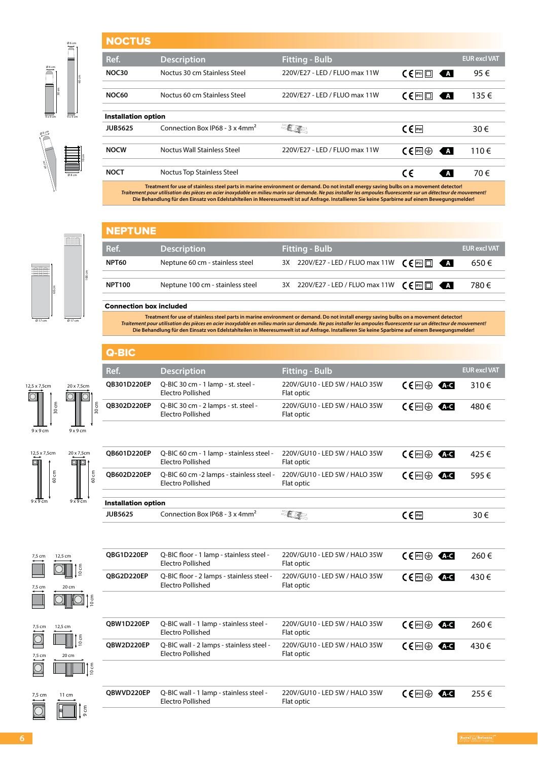## NOCTUS

| Ref. | Description | Fitting - Bulb | | | EUR excl VAT |
|---|---|---|---|---|---|
| NOC30 | Noctus 30 cm Stainless Steel | 220V/E27 - LED / FLUO max 11W | CE IP55 | A | 95 € |
| NOC60 | Noctus 60 cm Stainless Steel | 220V/E27 - LED / FLUO max 11W | CE IP55 | A | 135 € |
| **Installation option** | | | | | |
| JUB5625 | Connection Box IP68 - 3 x 4mm² | | CE IP68 | | 30 € |
| NOCW | Noctus Wall Stainless Steel | 220V/E27 - LED / FLUO max 11W | CE IP55 | A | 110 € |
| NOCT | Noctus Top Stainless Steel | | CE | A | 70 € |

Treatment for use of stainless steel parts in marine environment or demand. Do not install energy saving bulbs on a movement detector!
*Traitement pour utilisation des pièces en acier inoxydable en milieu marin sur demande. Ne pas installer les ampoules fluorescente sur un détecteur de mouvement!*
Die Behandlung für den Einsatz von Edelstahlteilen in Meeresumwelt ist auf Anfrage. Installieren Sie keine Sparbirne auf einem Bewegungsmelder!

## NEPTUNE

| Ref. | Description | Fitting - Bulb | | | EUR excl VAT |
|---|---|---|---|---|---|
| NPT60 | Neptune 60 cm - stainless steel | 3X 220V/E27 - LED / FLUO max 11W | CE IP55 | A | 650 € |
| NPT100 | Neptune 100 cm - stainless steel | 3X 220V/E27 - LED / FLUO max 11W | CE IP55 | A | 780 € |
| **Connection box included** | | | | | |

Treatment for use of stainless steel parts in marine environment or demand. Do not install energy saving bulbs on a movement detector!
*Traitement pour utilisation des pièces en acier inoxydable en milieu marin sur demande. Ne pas installer les ampoules fluorescente sur un détecteur de mouvement!*
Die Behandlung für den Einsatz von Edelstahlteilen in Meeresumwelt ist auf Anfrage. Installieren Sie keine Sparbirne auf einem Bewegungsmelder!

## Q-BIC

| Ref. | Description | Fitting - Bulb | | | EUR excl VAT |
|---|---|---|---|---|---|
| QB301D220EP | Q-BIC 30 cm - 1 lamp - st. steel - Electro Pollished | 220V/GU10 - LED 5W / HALO 35W Flat optic | CE IP55 | A-C | 310 € |
| QB302D220EP | Q-BIC 30 cm - 2 lamps - st. steel - Electro Pollished | 220V/GU10 - LED 5W / HALO 35W Flat optic | CE IP55 | A-C | 480 € |
| QB601D220EP | Q-BIC 60 cm - 1 lamp - stainless steel - Electro Pollished | 220V/GU10 - LED 5W / HALO 35W Flat optic | CE IP55 | A-C | 425 € |
| QB602D220EP | Q-BIC 60 cm -2 lamps - stainless steel - Electro Pollished | 220V/GU10 - LED 5W / HALO 35W Flat optic | CE IP55 | A-C | 595 € |
| **Installation option** | | | | | |
| JUB5625 | Connection Box IP68 - 3 x 4mm² | | CE IP68 | | 30 € |
| QBG1D220EP | Q-BIC floor - 1 lamp - stainless steel - Electro Pollished | 220V/GU10 - LED 5W / HALO 35W Flat optic | CE IP55 | A-C | 260 € |
| QBG2D220EP | Q-BIC floor - 2 lamps - stainless steel - Electro Pollished | 220V/GU10 - LED 5W / HALO 35W Flat optic | CE IP55 | A-C | 430 € |
| QBW1D220EP | Q-BIC wall - 1 lamp - stainless steel - Electro Pollished | 220V/GU10 - LED 5W / HALO 35W Flat optic | CE IP55 | A-C | 260 € |
| QBW2D220EP | Q-BIC wall - 2 lamps - stainless steel - Electro Pollished | 220V/GU10 - LED 5W / HALO 35W Flat optic | CE IP55 | A-C | 430 € |
| QBWVD220EP | Q-BIC wall - 1 lamp - stainless steel - Electro Pollished | 220V/GU10 - LED 5W / HALO 35W Flat optic | CE IP55 | A-C | 255 € |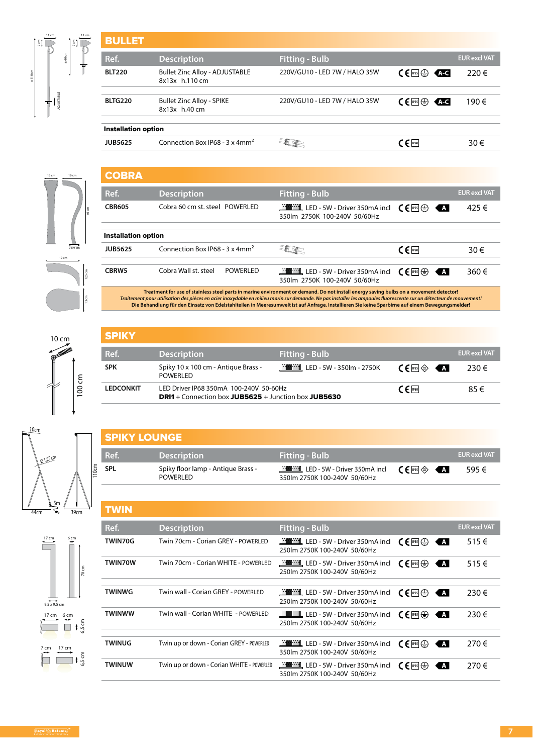## BULLET

| Ref. | Description | Fitting - Bulb | | EUR excl VAT |
|---|---|---|---|---|
| BLT220 | Bullet Zinc Alloy - ADJUSTABLE 8x13x h.110 cm | 220V/GU10 - LED 7W / HALO 35W | CE IP55 A-C | 220 € |
| BLTG220 | Bullet Zinc Alloy - SPIKE 8x13x h.40 cm | 220V/GU10 - LED 7W / HALO 35W | CE IP55 A-C | 190 € |
| **Installation option** | | | | |
| JUB5625 | Connection Box IP68 - 3 x 4mm² | | CE IP68 | 30 € |

## COBRA

| Ref. | Description | Fitting - Bulb | | EUR excl VAT |
|---|---|---|---|---|
| CBR605 | Cobra 60 cm st. steel POWERLED | LED - 5W - Driver 350mA incl 350lm 2750K 100-240V 50/60Hz | CE IP55 A | 425 € |
| **Installation option** | | | | |
| JUB5625 | Connection Box IP68 - 3 x 4mm² | | CE IP68 | 30 € |
| CBRW5 | Cobra Wall st. steel POWERLED | LED - 5W - Driver 350mA incl 350lm 2750K 100-240V 50/60Hz | CE IP55 A | 360 € |

**Treatment for use of stainless steel parts in marine environment or demand. Do not install energy saving bulbs on a movement detector!**
***Traitement pour utilisation des pièces en acier inoxydable en milieu marin sur demande. Ne pas installer les ampoules fluorescente sur un détecteur de mouvement!***
**Die Behandlung für den Einsatz von Edelstahlteilen in Meeresumwelt ist auf Anfrage. Installieren Sie keine Sparbirne auf einem Bewegungsmelder!**

## SPIKY

| Ref. | Description | Fitting - Bulb | | EUR excl VAT |
|---|---|---|---|---|
| SPK | Spiky 10 x 100 cm - Antique Brass - POWERLED | LED - 5W - 350lm - 2750K | CE IP55 A | 230 € |
| LEDCONKIT | LED Driver IP68 350mA 100-240V 50-60Hz **DRI1** + Connection box **JUB5625** + Junction box **JUB5630** | | CE IP68 | 85 € |

## SPIKY LOUNGE

| Ref. | Description | Fitting - Bulb | | EUR excl VAT |
|---|---|---|---|---|
| SPL | Spiky floor lamp - Antique Brass - POWERLED | LED - 5W - Driver 350mA incl 350lm 2750K 100-240V 50/60Hz | CE IP55 A | 595 € |

## TWIN

| Ref. | Description | Fitting - Bulb | | EUR excl VAT |
|---|---|---|---|---|
| TWIN70G | Twin 70cm - Corian GREY - POWERLED | LED - 5W - Driver 350mA incl 250lm 2750K 100-240V 50/60Hz | CE IP55 A | 515 € |
| TWIN70W | Twin 70cm - Corian WHITE - POWERLED | LED - 5W - Driver 350mA incl 250lm 2750K 100-240V 50/60Hz | CE IP55 A | 515 € |
| TWINWG | Twin wall - Corian GREY - POWERLED | LED - 5W - Driver 350mA incl 250lm 2750K 100-240V 50/60Hz | CE IP55 A | 230 € |
| TWINWW | Twin wall - Corian WHITE - POWERLED | LED - 5W - Driver 350mA incl 250lm 2750K 100-240V 50/60Hz | CE IP55 A | 230 € |
| TWINUG | Twin up or down - Corian GREY - POWERLED | LED - 5W - Driver 350mA incl 350lm 2750K 100-240V 50/60Hz | CE IP55 A | 270 € |
| TWINUW | Twin up or down - Corian WHITE - POWERLED | LED - 5W - Driver 350mA incl 350lm 2750K 100-240V 50/60Hz | CE IP55 A | 270 € |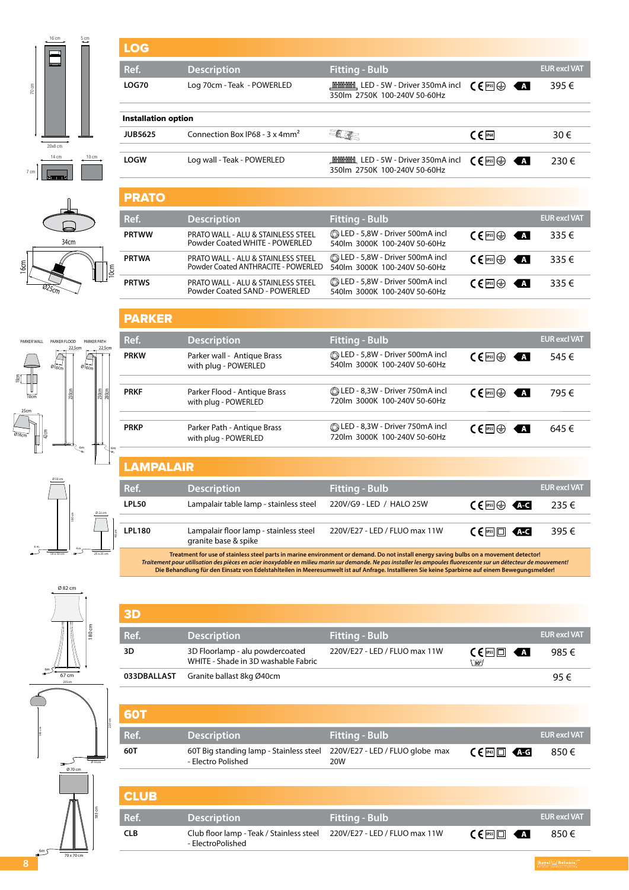## LOG

| Ref. | Description | Fitting - Bulb | | EUR excl VAT |
|---|---|---|---|---|
| LOG70 | Log 70cm - Teak - POWERLED | LED - 5W - Driver 350mA incl 350lm 2750K 100-240V 50-60Hz | CE IP55 A | 395 € |
| **Installation option** | | | | |
| JUB5625 | Connection Box IP68 - 3 x 4mm² | | CE IP68 | 30 € |
| LOGW | Log wall - Teak - POWERLED | LED - 5W - Driver 350mA incl 350lm 2750K 100-240V 50-60Hz | CE IP55 A | 230 € |

## PRATO

| Ref. | Description | Fitting - Bulb | | EUR excl VAT |
|---|---|---|---|---|
| PRTWW | PRATO WALL - ALU & STAINLESS STEEL Powder Coated WHITE - POWERLED | LED - 5,8W - Driver 500mA incl 540lm 3000K 100-240V 50-60Hz | CE IP55 A | 335 € |
| PRTWA | PRATO WALL - ALU & STAINLESS STEEL Powder Coated ANTHRACITE - POWERLED | LED - 5,8W - Driver 500mA incl 540lm 3000K 100-240V 50-60Hz | CE IP55 A | 335 € |
| PRTWS | PRATO WALL - ALU & STAINLESS STEEL Powder Coated SAND - POWERLED | LED - 5,8W - Driver 500mA incl 540lm 3000K 100-240V 50-60Hz | CE IP55 A | 335 € |

## PARKER

| Ref. | Description | Fitting - Bulb | | EUR excl VAT |
|---|---|---|---|---|
| PRKW | Parker wall - Antique Brass with plug - POWERLED | LED - 5,8W - Driver 500mA incl 540lm 3000K 100-240V 50-60Hz | CE IP55 A | 545 € |
| PRKF | Parker Flood - Antique Brass with plug - POWERLED | LED - 8,3W - Driver 750mA incl 720lm 3000K 100-240V 50-60Hz | CE IP55 A | 795 € |
| PRKP | Parker Path - Antique Brass with plug - POWERLED | LED - 8,3W - Driver 750mA incl 720lm 3000K 100-240V 50-60Hz | CE IP55 A | 645 € |

## LAMPALAIR

| Ref. | Description | Fitting - Bulb | | EUR excl VAT |
|---|---|---|---|---|
| LPL50 | Lampalair table lamp - stainless steel | 220V/G9 - LED / HALO 25W | CE IP55 A-C | 235 € |
| LPL180 | Lampalair floor lamp - stainless steel granite base & spike | 220V/E27 - LED / FLUO max 11W | CE IP55 A-C | 395 € |

**Treatment for use of stainless steel parts in marine environment or demand. Do not install energy saving bulbs on a movement detector!**
***Traitement pour utilisation des pièces en acier inoxydable en milieu marin sur demande. Ne pas installer les ampoules fluorescente sur un détecteur de mouvement!***
**Die Behandlung für den Einsatz von Edelstahlteilen in Meeresumwelt ist auf Anfrage. Installieren Sie keine Sparbirne auf einem Bewegungsmelder!**

## 3D

| Ref. | Description | Fitting - Bulb | | EUR excl VAT |
|---|---|---|---|---|
| 3D | 3D Floorlamp - alu powdercoated WHITE - Shade in 3D washable Fabric | 220V/E27 - LED / FLUO max 11W | CE IP55 30° A | 985 € |
| 033DBALLAST | Granite ballast 8kg Ø40cm | | | 95 € |

## 60T

| Ref. | Description | Fitting - Bulb | | EUR excl VAT |
|---|---|---|---|---|
| 60T | 60T Big standing lamp - Stainless steel - Electro Polished | 220V/E27 - LED / FLUO globe max 20W | CE IP43 A-G | 850 € |

## CLUB

| Ref. | Description | Fitting - Bulb | | EUR excl VAT |
|---|---|---|---|---|
| CLB | Club floor lamp - Teak / Stainless steel - ElectroPolished | 220V/E27 - LED / FLUO max 11W | CE IP55 A | 850 € |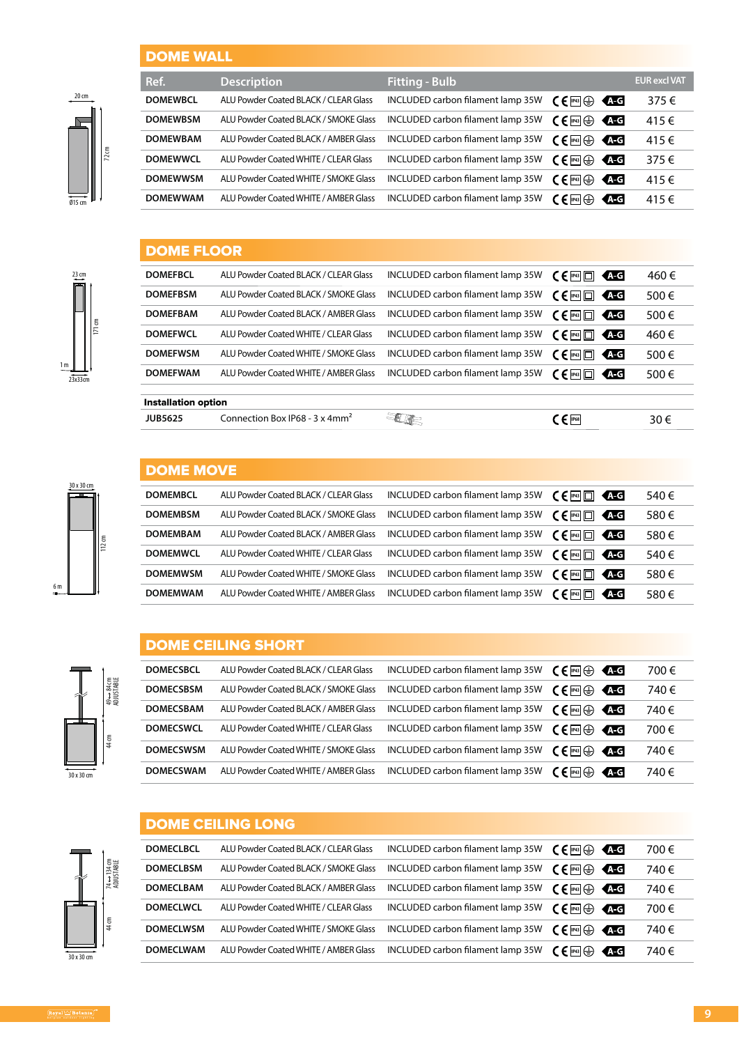## DOME WALL

| Ref. | Description | Fitting - Bulb | | EUR excl VAT |
|---|---|---|---|---|
| DOMEWBCL | ALU Powder Coated BLACK / CLEAR Glass | INCLUDED carbon filament lamp 35W | CE IP43 A-G | 375 € |
| DOMEWBSM | ALU Powder Coated BLACK / SMOKE Glass | INCLUDED carbon filament lamp 35W | CE IP43 A-G | 415 € |
| DOMEWBAM | ALU Powder Coated BLACK / AMBER Glass | INCLUDED carbon filament lamp 35W | CE IP43 A-G | 415 € |
| DOMEWWCL | ALU Powder Coated WHITE / CLEAR Glass | INCLUDED carbon filament lamp 35W | CE IP43 A-G | 375 € |
| DOMEWWSM | ALU Powder Coated WHITE / SMOKE Glass | INCLUDED carbon filament lamp 35W | CE IP43 A-G | 415 € |
| DOMEWWAM | ALU Powder Coated WHITE / AMBER Glass | INCLUDED carbon filament lamp 35W | CE IP43 A-G | 415 € |

## DOME FLOOR

| Ref. | Description | Fitting - Bulb | | EUR excl VAT |
|---|---|---|---|---|
| DOMEFBCL | ALU Powder Coated BLACK / CLEAR Glass | INCLUDED carbon filament lamp 35W | CE IP43 A-G | 460 € |
| DOMEFBSM | ALU Powder Coated BLACK / SMOKE Glass | INCLUDED carbon filament lamp 35W | CE IP43 A-G | 500 € |
| DOMEFBAM | ALU Powder Coated BLACK / AMBER Glass | INCLUDED carbon filament lamp 35W | CE IP43 A-G | 500 € |
| DOMEFWCL | ALU Powder Coated WHITE / CLEAR Glass | INCLUDED carbon filament lamp 35W | CE IP43 A-G | 460 € |
| DOMEFWSM | ALU Powder Coated WHITE / SMOKE Glass | INCLUDED carbon filament lamp 35W | CE IP43 A-G | 500 € |
| DOMEFWAM | ALU Powder Coated WHITE / AMBER Glass | INCLUDED carbon filament lamp 35W | CE IP43 A-G | 500 € |

**Installation option**

| Ref. | Description | | | EUR excl VAT |
|---|---|---|---|---|
| JUB5625 | Connection Box IP68 - 3 x 4mm² | | CE IP68 | 30 € |

## DOME MOVE

| Ref. | Description | Fitting - Bulb | | EUR excl VAT |
|---|---|---|---|---|
| DOMEMBCL | ALU Powder Coated BLACK / CLEAR Glass | INCLUDED carbon filament lamp 35W | CE IP43 A-G | 540 € |
| DOMEMBSM | ALU Powder Coated BLACK / SMOKE Glass | INCLUDED carbon filament lamp 35W | CE IP43 A-G | 580 € |
| DOMEMBAM | ALU Powder Coated BLACK / AMBER Glass | INCLUDED carbon filament lamp 35W | CE IP43 A-G | 580 € |
| DOMEMWCL | ALU Powder Coated WHITE / CLEAR Glass | INCLUDED carbon filament lamp 35W | CE IP43 A-G | 540 € |
| DOMEMWSM | ALU Powder Coated WHITE / SMOKE Glass | INCLUDED carbon filament lamp 35W | CE IP43 A-G | 580 € |
| DOMEMWAM | ALU Powder Coated WHITE / AMBER Glass | INCLUDED carbon filament lamp 35W | CE IP43 A-G | 580 € |

## DOME CEILING SHORT

| Ref. | Description | Fitting - Bulb | | EUR excl VAT |
|---|---|---|---|---|
| DOMECSBCL | ALU Powder Coated BLACK / CLEAR Glass | INCLUDED carbon filament lamp 35W | CE IP43 A-G | 700 € |
| DOMECSBSM | ALU Powder Coated BLACK / SMOKE Glass | INCLUDED carbon filament lamp 35W | CE IP43 A-G | 740 € |
| DOMECSBAM | ALU Powder Coated BLACK / AMBER Glass | INCLUDED carbon filament lamp 35W | CE IP43 A-G | 740 € |
| DOMECSWCL | ALU Powder Coated WHITE / CLEAR Glass | INCLUDED carbon filament lamp 35W | CE IP43 A-G | 700 € |
| DOMECSWSM | ALU Powder Coated WHITE / SMOKE Glass | INCLUDED carbon filament lamp 35W | CE IP43 A-G | 740 € |
| DOMECSWAM | ALU Powder Coated WHITE / AMBER Glass | INCLUDED carbon filament lamp 35W | CE IP43 A-G | 740 € |

## DOME CEILING LONG

| Ref. | Description | Fitting - Bulb | | EUR excl VAT |
|---|---|---|---|---|
| DOMECLBCL | ALU Powder Coated BLACK / CLEAR Glass | INCLUDED carbon filament lamp 35W | CE IP43 A-G | 700 € |
| DOMECLBSM | ALU Powder Coated BLACK / SMOKE Glass | INCLUDED carbon filament lamp 35W | CE IP43 A-G | 740 € |
| DOMECLBAM | ALU Powder Coated BLACK / AMBER Glass | INCLUDED carbon filament lamp 35W | CE IP43 A-G | 740 € |
| DOMECLWCL | ALU Powder Coated WHITE / CLEAR Glass | INCLUDED carbon filament lamp 35W | CE IP43 A-G | 700 € |
| DOMECLWSM | ALU Powder Coated WHITE / SMOKE Glass | INCLUDED carbon filament lamp 35W | CE IP43 A-G | 740 € |
| DOMECLWAM | ALU Powder Coated WHITE / AMBER Glass | INCLUDED carbon filament lamp 35W | CE IP43 A-G | 740 € |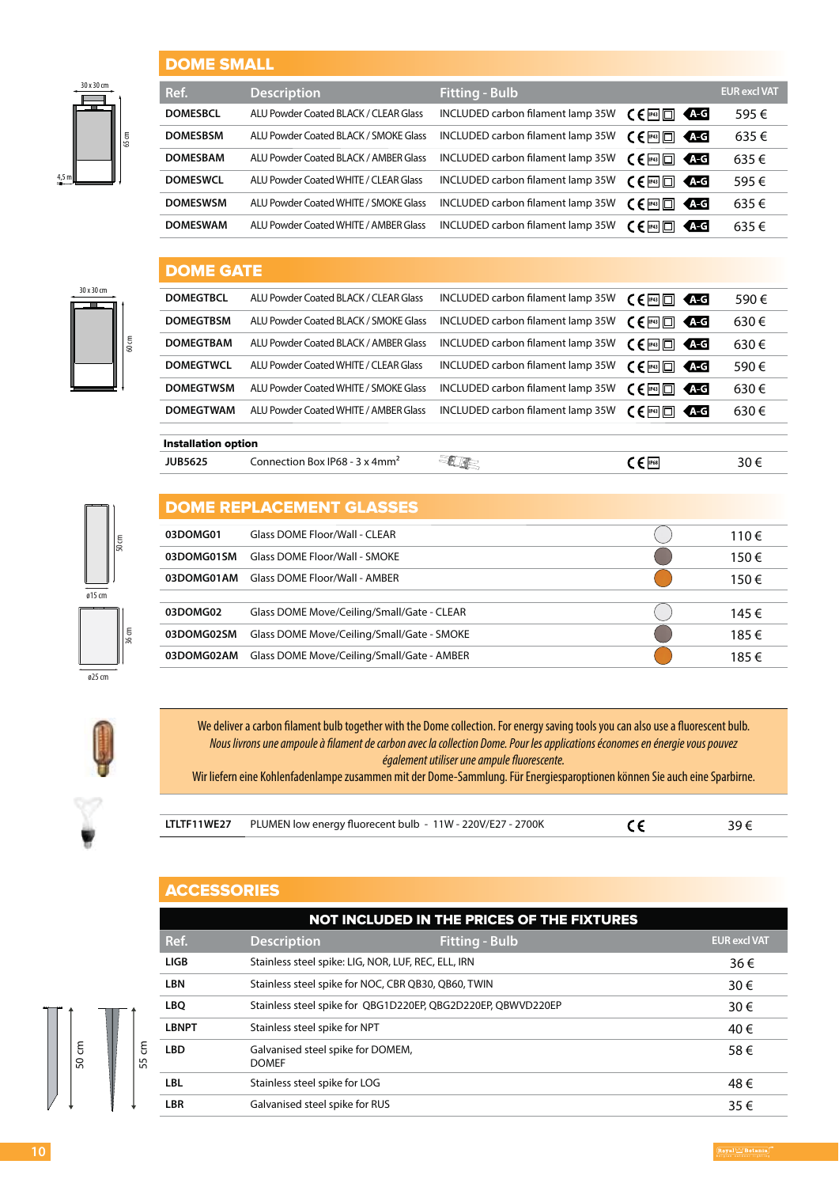## DOME SMALL

30 x 30 cm

65 cm

4,5 m

| Ref. | Description | Fitting - Bulb | | | EUR excl VAT |
|---|---|---|---|---|---|
| DOMESBCL | ALU Powder Coated BLACK / CLEAR Glass | INCLUDED carbon filament lamp 35W | CE IP43 | A-G | 595 € |
| DOMESBSM | ALU Powder Coated BLACK / SMOKE Glass | INCLUDED carbon filament lamp 35W | CE IP43 | A-G | 635 € |
| DOMESBAM | ALU Powder Coated BLACK / AMBER Glass | INCLUDED carbon filament lamp 35W | CE IP43 | A-G | 635 € |
| DOMESWCL | ALU Powder Coated WHITE / CLEAR Glass | INCLUDED carbon filament lamp 35W | CE IP43 | A-G | 595 € |
| DOMESWSM | ALU Powder Coated WHITE / SMOKE Glass | INCLUDED carbon filament lamp 35W | CE IP43 | A-G | 635 € |
| DOMESWAM | ALU Powder Coated WHITE / AMBER Glass | INCLUDED carbon filament lamp 35W | CE IP43 | A-G | 635 € |

## DOME GATE

30 x 30 cm

60 cm

| Ref. | Description | Fitting - Bulb | | | EUR excl VAT |
|---|---|---|---|---|---|
| DOMEGTBCL | ALU Powder Coated BLACK / CLEAR Glass | INCLUDED carbon filament lamp 35W | CE IP43 | A-G | 590 € |
| DOMEGTBSM | ALU Powder Coated BLACK / SMOKE Glass | INCLUDED carbon filament lamp 35W | CE IP43 | A-G | 630 € |
| DOMEGTBAM | ALU Powder Coated BLACK / AMBER Glass | INCLUDED carbon filament lamp 35W | CE IP43 | A-G | 630 € |
| DOMEGTWCL | ALU Powder Coated WHITE / CLEAR Glass | INCLUDED carbon filament lamp 35W | CE IP43 | A-G | 590 € |
| DOMEGTWSM | ALU Powder Coated WHITE / SMOKE Glass | INCLUDED carbon filament lamp 35W | CE IP43 | A-G | 630 € |
| DOMEGTWAM | ALU Powder Coated WHITE / AMBER Glass | INCLUDED carbon filament lamp 35W | CE IP43 | A-G | 630 € |

**Installation option**

| Ref. | Description | | EUR excl VAT |
|---|---|---|---|
| JUB5625 | Connection Box IP68 - 3 x 4mm² | CE IP68 | 30 € |

## DOME REPLACEMENT GLASSES

50 cm, ø15 cm

36 cm, ø25 cm

| Ref. | Description | EUR excl VAT |
|---|---|---|
| 03DOMG01 | Glass DOME Floor/Wall - CLEAR | 110 € |
| 03DOMG01SM | Glass DOME Floor/Wall - SMOKE | 150 € |
| 03DOMG01AM | Glass DOME Floor/Wall - AMBER | 150 € |
| 03DOMG02 | Glass DOME Move/Ceiling/Small/Gate - CLEAR | 145 € |
| 03DOMG02SM | Glass DOME Move/Ceiling/Small/Gate - SMOKE | 185 € |
| 03DOMG02AM | Glass DOME Move/Ceiling/Small/Gate - AMBER | 185 € |

We deliver a carbon filament bulb together with the Dome collection. For energy saving tools you can also use a fluorescent bulb.
*Nous livrons une ampoule à filament de carbon avec la collection Dome. Pour les applications économes en énergie vous pouvez également utiliser une ampule fluorescente.*
Wir liefern eine Kohlenfadenlampe zusammen mit der Dome-Sammlung. Für Energiesparoptionen können Sie auch eine Sparbirne.

| Ref. | Description | | EUR excl VAT |
|---|---|---|---|
| LTLTF11WE27 | PLUMEN low energy fluorecent bulb - 11W - 220V/E27 - 2700K | CE | 39 € |

## ACCESSORIES

**NOT INCLUDED IN THE PRICES OF THE FIXTURES**

| Ref. | Description | Fitting - Bulb | EUR excl VAT |
|---|---|---|---|
| LIGB | Stainless steel spike: LIG, NOR, LUF, REC, ELL, IRN | | 36 € |
| LBN | Stainless steel spike for NOC, CBR QB30, QB60, TWIN | | 30 € |
| LBQ | Stainless steel spike for QBG1D220EP, QBG2D220EP, QBWVD220EP | | 30 € |
| LBNPT | Stainless steel spike for NPT | | 40 € |
| LBD | Galvanised steel spike for DOMEM, DOMEF | | 58 € |
| LBL | Stainless steel spike for LOG | | 48 € |
| LBR | Galvanised steel spike for RUS | | 35 € |

50 cm

55 cm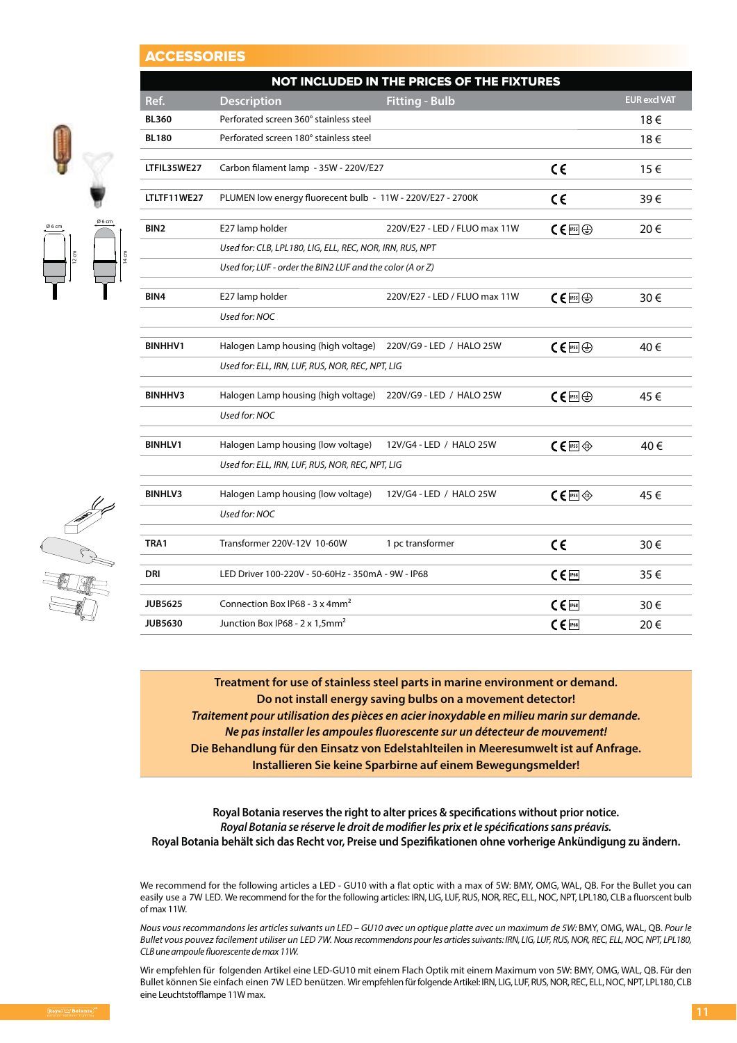## ACCESSORIES

| NOT INCLUDED IN THE PRICES OF THE FIXTURES | | | | |
|---|---|---|---|---|
| **Ref.** | **Description** | **Fitting - Bulb** | | **EUR excl VAT** |
| **BL360** | Perforated screen 360° stainless steel | | | 18 € |
| **BL180** | Perforated screen 180° stainless steel | | | 18 € |
| **LTFIL35WE27** | Carbon filament lamp - 35W - 220V/E27 | | CE | 15 € |
| **LTLTF11WE27** | PLUMEN low energy fluorecent bulb - 11W - 220V/E27 - 2700K | | CE | 39 € |
| **BIN2** | E27 lamp holder | 220V/E27 - LED / FLUO max 11W | CE IP55 | 20 € |
| | *Used for: CLB, LPL180, LIG, ELL, REC, NOR, IRN, RUS, NPT* | | | |
| | *Used for; LUF - order the BIN2 LUF and the color (A or Z)* | | | |
| **BIN4** | E27 lamp holder | 220V/E27 - LED / FLUO max 11W | CE IP55 | 30 € |
| | *Used for: NOC* | | | |
| **BINHHV1** | Halogen Lamp housing (high voltage) | 220V/G9 - LED / HALO 25W | CE IP55 | 40 € |
| | *Used for: ELL, IRN, LUF, RUS, NOR, REC, NPT, LIG* | | | |
| **BINHHV3** | Halogen Lamp housing (high voltage) | 220V/G9 - LED / HALO 25W | CE IP55 | 45 € |
| | *Used for: NOC* | | | |
| **BINHLV1** | Halogen Lamp housing (low voltage) | 12V/G4 - LED / HALO 25W | CE IP55 | 40 € |
| | *Used for: ELL, IRN, LUF, RUS, NOR, REC, NPT, LIG* | | | |
| **BINHLV3** | Halogen Lamp housing (low voltage) | 12V/G4 - LED / HALO 25W | CE IP55 | 45 € |
| | *Used for: NOC* | | | |
| **TRA1** | Transformer 220V-12V 10-60W | 1 pc transformer | CE | 30 € |
| **DRI** | LED Driver 100-220V - 50-60Hz - 350mA - 9W - IP68 | | CE IP68 | 35 € |
| **JUB5625** | Connection Box IP68 - 3 x 4mm² | | CE IP68 | 30 € |
| **JUB5630** | Junction Box IP68 - 2 x 1,5mm² | | CE IP68 | 20 € |

**Treatment for use of stainless steel parts in marine environment or demand.**
**Do not install energy saving bulbs on a movement detector!**
***Traitement pour utilisation des pièces en acier inoxydable en milieu marin sur demande.***
***Ne pas installer les ampoules fluorescente sur un détecteur de mouvement!***
**Die Behandlung für den Einsatz von Edelstahlteilen in Meeresumwelt ist auf Anfrage.**
**Installieren Sie keine Sparbirne auf einem Bewegungsmelder!**

**Royal Botania reserves the right to alter prices & specifications without prior notice.**
***Royal Botania se réserve le droit de modifier les prix et le spécifications sans préavis.***
**Royal Botania behält sich das Recht vor, Preise und Spezifikationen ohne vorherige Ankündigung zu ändern.**

We recommend for the following articles a LED - GU10 with a flat optic with a max of 5W: BMY, OMG, WAL, QB. For the Bullet you can easily use a 7W LED. We recommend for the for the following articles: IRN, LIG, LUF, RUS, NOR, REC, ELL, NOC, NPT, LPL180, CLB a fluorscent bulb of max 11W.

*Nous vous recommandons les articles suivants un LED – GU10 avec un optique platte avec un maximum de 5W:* BMY, OMG, WAL, QB. *Pour le Bullet vous pouvez facilement utiliser un LED 7W. Nous recommendons pour les articles suivants: IRN, LIG, LUF, RUS, NOR, REC, ELL, NOC, NPT, LPL180, CLB une ampoule fluorescente de max 11W.*

Wir empfehlen für folgenden Artikel eine LED-GU10 mit einem Flach Optik mit einem Maximum von 5W: BMY, OMG, WAL, QB. Für den Bullet können Sie einfach einen 7W LED benützen. Wir empfehlen für folgende Artikel: IRN, LIG, LUF, RUS, NOR, REC, ELL, NOC, NPT, LPL180, CLB eine Leuchtstofflampe 11W max.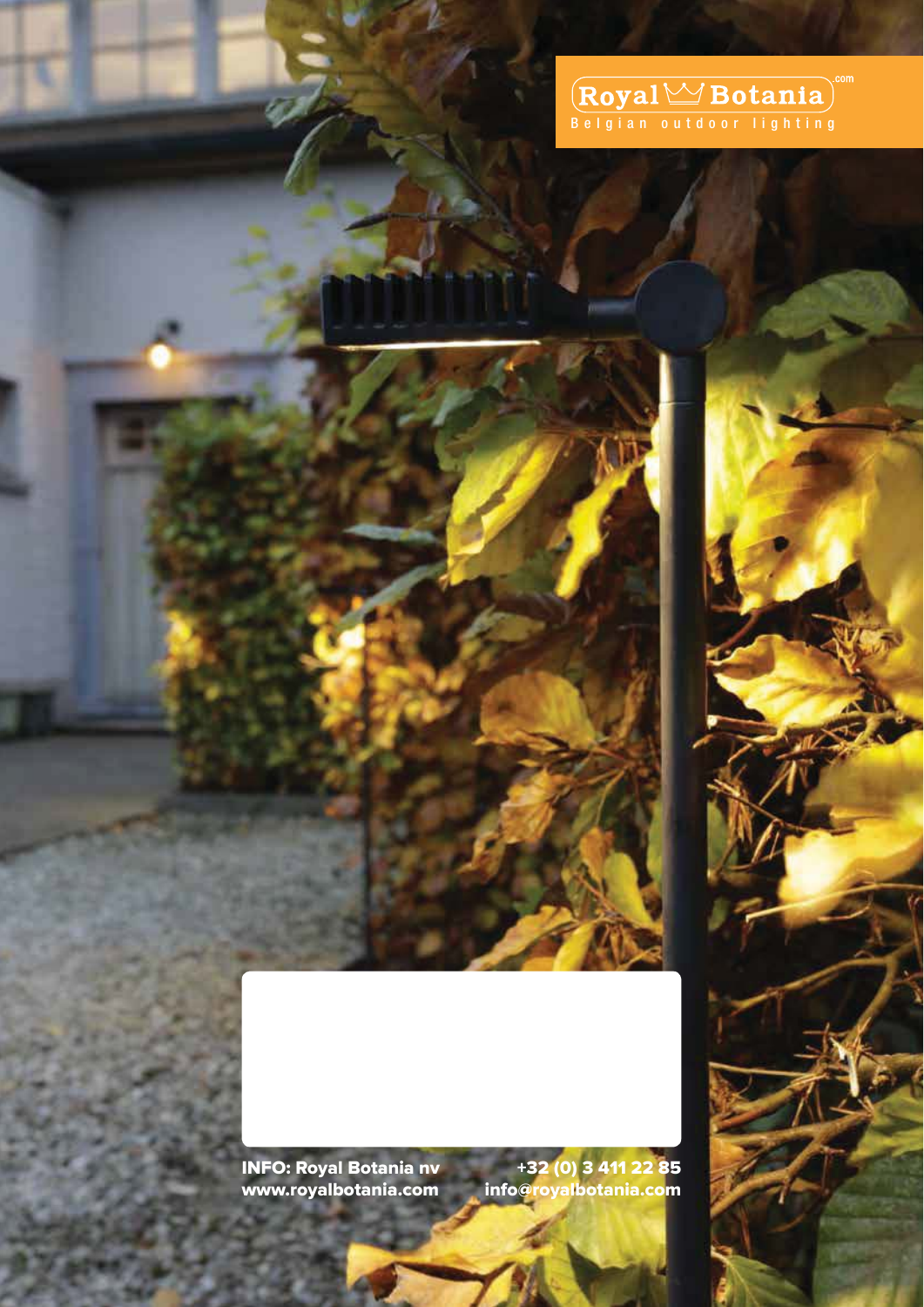Royal Botania

Belgian outdoor lighting

INFO: Royal Botania nv
www.royalbotania.com

+32 (0) 3 411 22 85
info@royalbotania.com